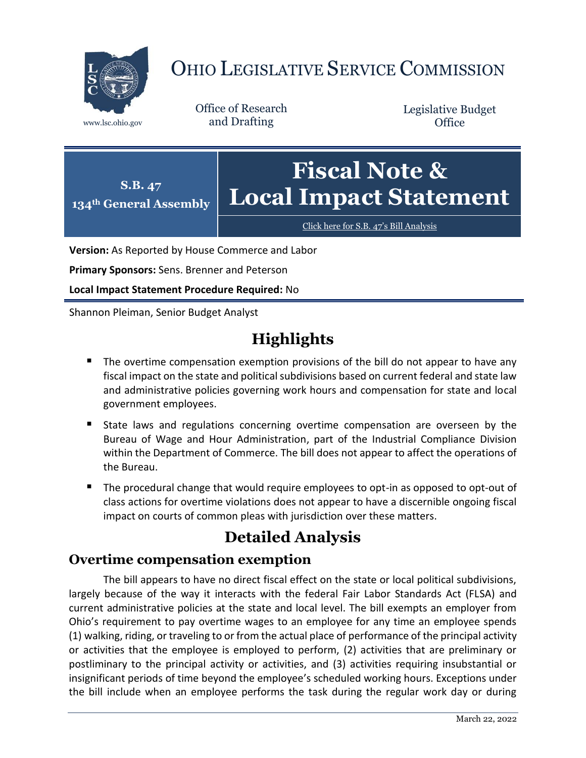# OHIO LEGISLATIVE SERVICE COMMISSION

www.lsc.ohio.gov

Office of Research and Drafting

Legislative Budget Office

**S.B. 47**
**134th General Assembly**

# Fiscal Note & Local Impact Statement

Click here for S.B. 47's Bill Analysis

**Version:** As Reported by House Commerce and Labor

**Primary Sponsors:** Sens. Brenner and Peterson

**Local Impact Statement Procedure Required:** No

Shannon Pleiman, Senior Budget Analyst

## Highlights

- The overtime compensation exemption provisions of the bill do not appear to have any fiscal impact on the state and political subdivisions based on current federal and state law and administrative policies governing work hours and compensation for state and local government employees.
- State laws and regulations concerning overtime compensation are overseen by the Bureau of Wage and Hour Administration, part of the Industrial Compliance Division within the Department of Commerce. The bill does not appear to affect the operations of the Bureau.
- The procedural change that would require employees to opt-in as opposed to opt-out of class actions for overtime violations does not appear to have a discernible ongoing fiscal impact on courts of common pleas with jurisdiction over these matters.

## Detailed Analysis

### Overtime compensation exemption

The bill appears to have no direct fiscal effect on the state or local political subdivisions, largely because of the way it interacts with the federal Fair Labor Standards Act (FLSA) and current administrative policies at the state and local level. The bill exempts an employer from Ohio's requirement to pay overtime wages to an employee for any time an employee spends (1) walking, riding, or traveling to or from the actual place of performance of the principal activity or activities that the employee is employed to perform, (2) activities that are preliminary or postliminary to the principal activity or activities, and (3) activities requiring insubstantial or insignificant periods of time beyond the employee's scheduled working hours. Exceptions under the bill include when an employee performs the task during the regular work day or during

March 22, 2022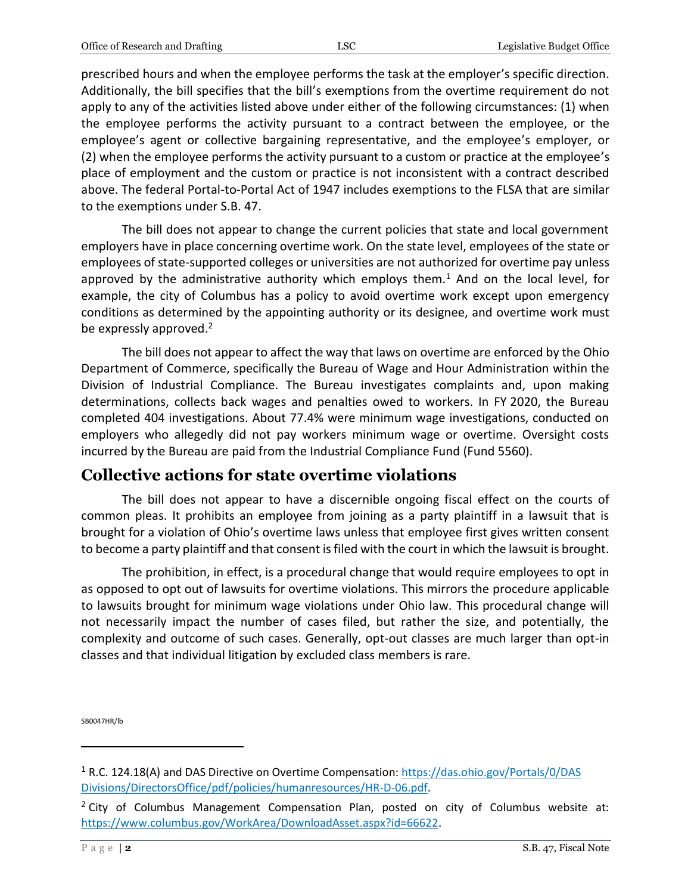prescribed hours and when the employee performs the task at the employer's specific direction. Additionally, the bill specifies that the bill's exemptions from the overtime requirement do not apply to any of the activities listed above under either of the following circumstances: (1) when the employee performs the activity pursuant to a contract between the employee, or the employee's agent or collective bargaining representative, and the employee's employer, or (2) when the employee performs the activity pursuant to a custom or practice at the employee's place of employment and the custom or practice is not inconsistent with a contract described above. The federal Portal-to-Portal Act of 1947 includes exemptions to the FLSA that are similar to the exemptions under S.B. 47.

The bill does not appear to change the current policies that state and local government employers have in place concerning overtime work. On the state level, employees of the state or employees of state-supported colleges or universities are not authorized for overtime pay unless approved by the administrative authority which employs them.[1] And on the local level, for example, the city of Columbus has a policy to avoid overtime work except upon emergency conditions as determined by the appointing authority or its designee, and overtime work must be expressly approved.[2]

The bill does not appear to affect the way that laws on overtime are enforced by the Ohio Department of Commerce, specifically the Bureau of Wage and Hour Administration within the Division of Industrial Compliance. The Bureau investigates complaints and, upon making determinations, collects back wages and penalties owed to workers. In FY 2020, the Bureau completed 404 investigations. About 77.4% were minimum wage investigations, conducted on employers who allegedly did not pay workers minimum wage or overtime. Oversight costs incurred by the Bureau are paid from the Industrial Compliance Fund (Fund 5560).

## Collective actions for state overtime violations

The bill does not appear to have a discernible ongoing fiscal effect on the courts of common pleas. It prohibits an employee from joining as a party plaintiff in a lawsuit that is brought for a violation of Ohio's overtime laws unless that employee first gives written consent to become a party plaintiff and that consent is filed with the court in which the lawsuit is brought.

The prohibition, in effect, is a procedural change that would require employees to opt in as opposed to opt out of lawsuits for overtime violations. This mirrors the procedure applicable to lawsuits brought for minimum wage violations under Ohio law. This procedural change will not necessarily impact the number of cases filed, but rather the size, and potentially, the complexity and outcome of such cases. Generally, opt-out classes are much larger than opt-in classes and that individual litigation by excluded class members is rare.

SB0047HR/lb

---

[1] R.C. 124.18(A) and DAS Directive on Overtime Compensation: https://das.ohio.gov/Portals/0/DAS Divisions/DirectorsOffice/pdf/policies/humanresources/HR-D-06.pdf.

[2] City of Columbus Management Compensation Plan, posted on city of Columbus website at: https://www.columbus.gov/WorkArea/DownloadAsset.aspx?id=66622.